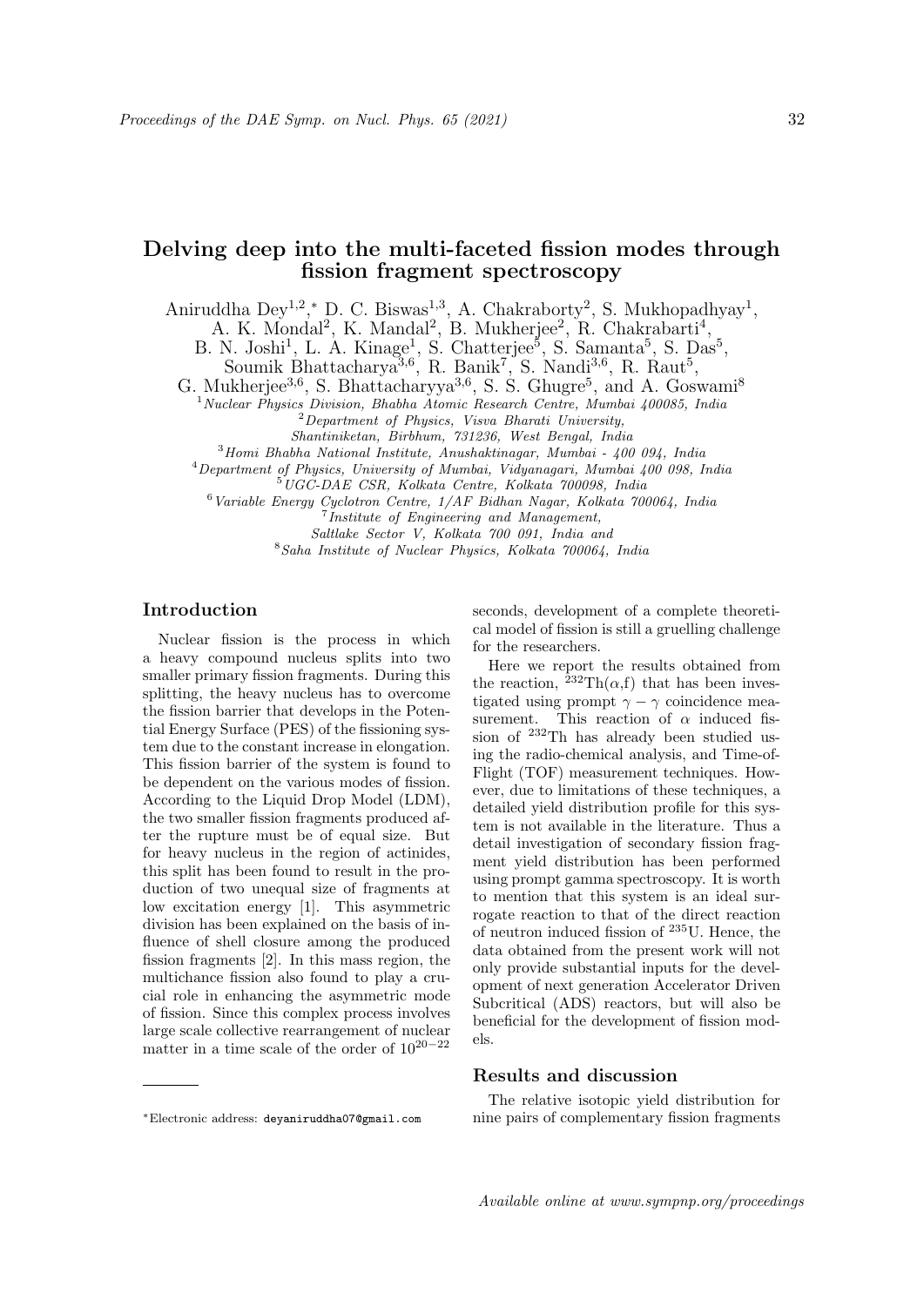# Delving deep into the multi-faceted fission modes through fission fragment spectroscopy

Aniruddha Dey[1,2,*], D. C. Biswas[1,3], A. Chakraborty[2], S. Mukhopadhyay[1], A. K. Mondal[2], K. Mandal[2], B. Mukherjee[2], R. Chakrabarti[4], B. N. Joshi[1], L. A. Kinage[1], S. Chatterjee[5], S. Samanta[5], S. Das[5], Soumik Bhattacharya[3,6], R. Banik[7], S. Nandi[3,6], R. Raut[5], G. Mukherjee[3,6], S. Bhattacharyya[3,6], S. S. Ghugre[5], and A. Goswami[8]

[1] *Nuclear Physics Division, Bhabha Atomic Research Centre, Mumbai 400085, India*
[2] *Department of Physics, Visva Bharati University, Shantiniketan, Birbhum, 731236, West Bengal, India*
[3] *Homi Bhabha National Institute, Anushaktinagar, Mumbai - 400 094, India*
[4] *Department of Physics, University of Mumbai, Vidyanagari, Mumbai 400 098, India*
[5] *UGC-DAE CSR, Kolkata Centre, Kolkata 700098, India*
[6] *Variable Energy Cyclotron Centre, 1/AF Bidhan Nagar, Kolkata 700064, India*
[7] *Institute of Engineering and Management, Saltlake Sector V, Kolkata 700 091, India and*
[8] *Saha Institute of Nuclear Physics, Kolkata 700064, India*

## Introduction

Nuclear fission is the process in which a heavy compound nucleus splits into two smaller primary fission fragments. During this splitting, the heavy nucleus has to overcome the fission barrier that develops in the Potential Energy Surface (PES) of the fissioning system due to the constant increase in elongation. This fission barrier of the system is found to be dependent on the various modes of fission. According to the Liquid Drop Model (LDM), the two smaller fission fragments produced after the rupture must be of equal size. But for heavy nucleus in the region of actinides, this split has been found to result in the production of two unequal size of fragments at low excitation energy [1]. This asymmetric division has been explained on the basis of influence of shell closure among the produced fission fragments [2]. In this mass region, the multichance fission also found to play a crucial role in enhancing the asymmetric mode of fission. Since this complex process involves large scale collective rearrangement of nuclear matter in a time scale of the order of $10^{20-22}$ seconds, development of a complete theoretical model of fission is still a gruelling challenge for the researchers.

Here we report the results obtained from the reaction, $^{232}$Th($\alpha$,f) that has been investigated using prompt $\gamma-\gamma$ coincidence measurement. This reaction of $\alpha$ induced fission of $^{232}$Th has already been studied using the radio-chemical analysis, and Time-of-Flight (TOF) measurement techniques. However, due to limitations of these techniques, a detailed yield distribution profile for this system is not available in the literature. Thus a detail investigation of secondary fission fragment yield distribution has been performed using prompt gamma spectroscopy. It is worth to mention that this system is an ideal surrogate reaction to that of the direct reaction of neutron induced fission of $^{235}$U. Hence, the data obtained from the present work will not only provide substantial inputs for the development of next generation Accelerator Driven Subcritical (ADS) reactors, but will also be beneficial for the development of fission models.

## Results and discussion

The relative isotopic yield distribution for nine pairs of complementary fission fragments

*Electronic address: deyaniruddha07@gmail.com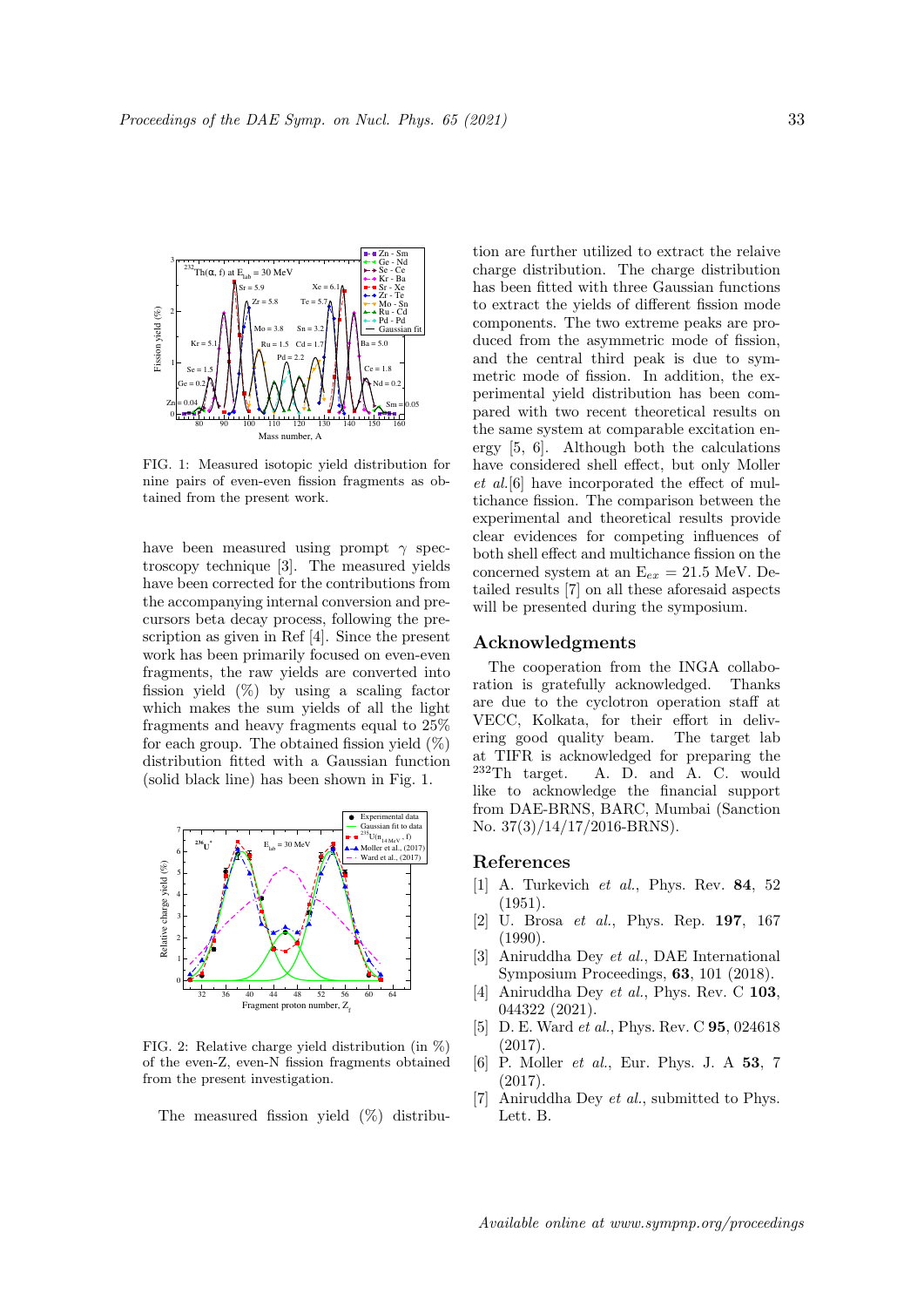$^{232}$Th(α, f) at $E_{lab}$ = 30 MeV

Zn - Sm
Ge - Nd
Se - Ce
Kr - Ba
Sr - Xe
Zr - Te
Mo - Sn
Ru - Cd
Pd - Pd
Gaussian fit

Sr = 5.9
Xe = 6.1
Zr = 5.8
Te = 5.7
Kr = 5.1
Mo = 3.8
Sn = 3.2
Ba = 5.0
Ru = 1.5
Cd = 1.7
Pd = 2.2
Se = 1.5
Ce = 1.8
Ge = 0.2
Nd = 0.2
Zn = 0.04
Sm = 0.05

Fission yield (%)

Mass number, A

FIG. 1: Measured isotopic yield distribution for nine pairs of even-even fission fragments as obtained from the present work.

have been measured using prompt $\gamma$ spectroscopy technique [3]. The measured yields have been corrected for the contributions from the accompanying internal conversion and precursors beta decay process, following the prescription as given in Ref [4]. Since the present work has been primarily focused on even-even fragments, the raw yields are converted into fission yield (%) by using a scaling factor which makes the sum yields of all the light fragments and heavy fragments equal to 25% for each group. The obtained fission yield (%) distribution fitted with a Gaussian function (solid black line) has been shown in Fig. 1.

$^{236}$U*

$E_{lab}$ = 30 MeV

Experimental data
Gaussian fit to data
$^{235}$U($n_{14\,MeV}$, f)
Moller et al., (2017)
Ward et al., (2017)

Relative charge yield (%)

Fragment proton number, $Z_f$

FIG. 2: Relative charge yield distribution (in %) of the even-Z, even-N fission fragments obtained from the present investigation.

The measured fission yield (%) distribution are further utilized to extract the relaive charge distribution. The charge distribution has been fitted with three Gaussian functions to extract the yields of different fission mode components. The two extreme peaks are produced from the asymmetric mode of fission, and the central third peak is due to symmetric mode of fission. In addition, the experimental yield distribution has been compared with two recent theoretical results on the same system at comparable excitation energy [5, 6]. Although both the calculations have considered shell effect, but only Moller *et al.*[6] have incorporated the effect of multichance fission. The comparison between the experimental and theoretical results provide clear evidences for competing influences of both shell effect and multichance fission on the concerned system at an $E_{ex}$ = 21.5 MeV. Detailed results [7] on all these aforesaid aspects will be presented during the symposium.

## Acknowledgments

The cooperation from the INGA collaboration is gratefully acknowledged. Thanks are due to the cyclotron operation staff at VECC, Kolkata, for their effort in delivering good quality beam. The target lab at TIFR is acknowledged for preparing the $^{232}$Th target. A. D. and A. C. would like to acknowledge the financial support from DAE-BRNS, BARC, Mumbai (Sanction No. 37(3)/14/17/2016-BRNS).

## References

[1] A. Turkevich *et al.*, Phys. Rev. **84**, 52 (1951).
[2] U. Brosa *et al.*, Phys. Rep. **197**, 167 (1990).
[3] Aniruddha Dey *et al.*, DAE International Symposium Proceedings, **63**, 101 (2018).
[4] Aniruddha Dey *et al.*, Phys. Rev. C **103**, 044322 (2021).
[5] D. E. Ward *et al.*, Phys. Rev. C **95**, 024618 (2017).
[6] P. Moller *et al.*, Eur. Phys. J. A **53**, 7 (2017).
[7] Aniruddha Dey *et al.*, submitted to Phys. Lett. B.